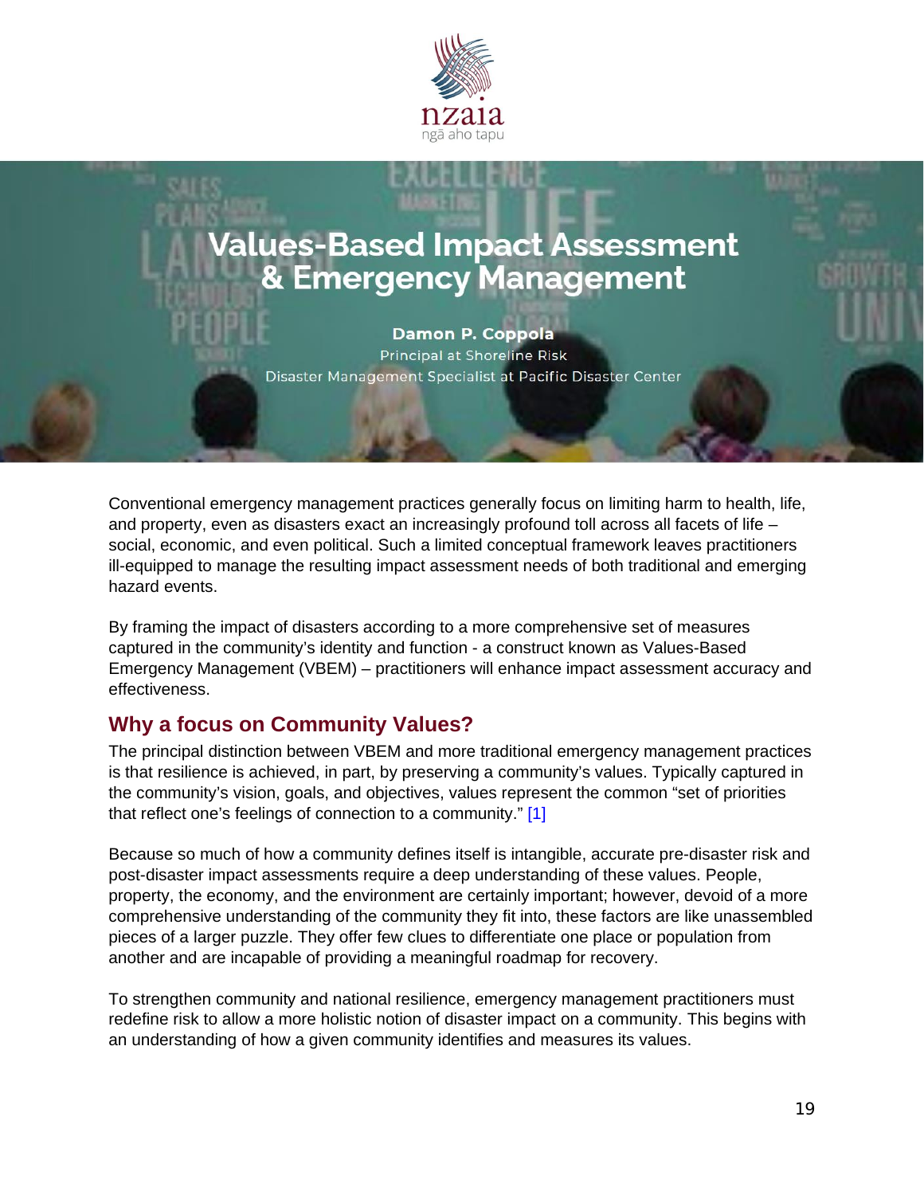# Values-Based Impact Assessment & Emergency Management

**Damon P. Coppola**
Principal at Shoreline Risk
Disaster Management Specialist at Pacific Disaster Center

Conventional emergency management practices generally focus on limiting harm to health, life, and property, even as disasters exact an increasingly profound toll across all facets of life – social, economic, and even political. Such a limited conceptual framework leaves practitioners ill-equipped to manage the resulting impact assessment needs of both traditional and emerging hazard events.

By framing the impact of disasters according to a more comprehensive set of measures captured in the community's identity and function - a construct known as Values-Based Emergency Management (VBEM) – practitioners will enhance impact assessment accuracy and effectiveness.

## Why a focus on Community Values?

The principal distinction between VBEM and more traditional emergency management practices is that resilience is achieved, in part, by preserving a community's values. Typically captured in the community's vision, goals, and objectives, values represent the common "set of priorities that reflect one's feelings of connection to a community." [1]

Because so much of how a community defines itself is intangible, accurate pre-disaster risk and post-disaster impact assessments require a deep understanding of these values. People, property, the economy, and the environment are certainly important; however, devoid of a more comprehensive understanding of the community they fit into, these factors are like unassembled pieces of a larger puzzle. They offer few clues to differentiate one place or population from another and are incapable of providing a meaningful roadmap for recovery.

To strengthen community and national resilience, emergency management practitioners must redefine risk to allow a more holistic notion of disaster impact on a community. This begins with an understanding of how a given community identifies and measures its values.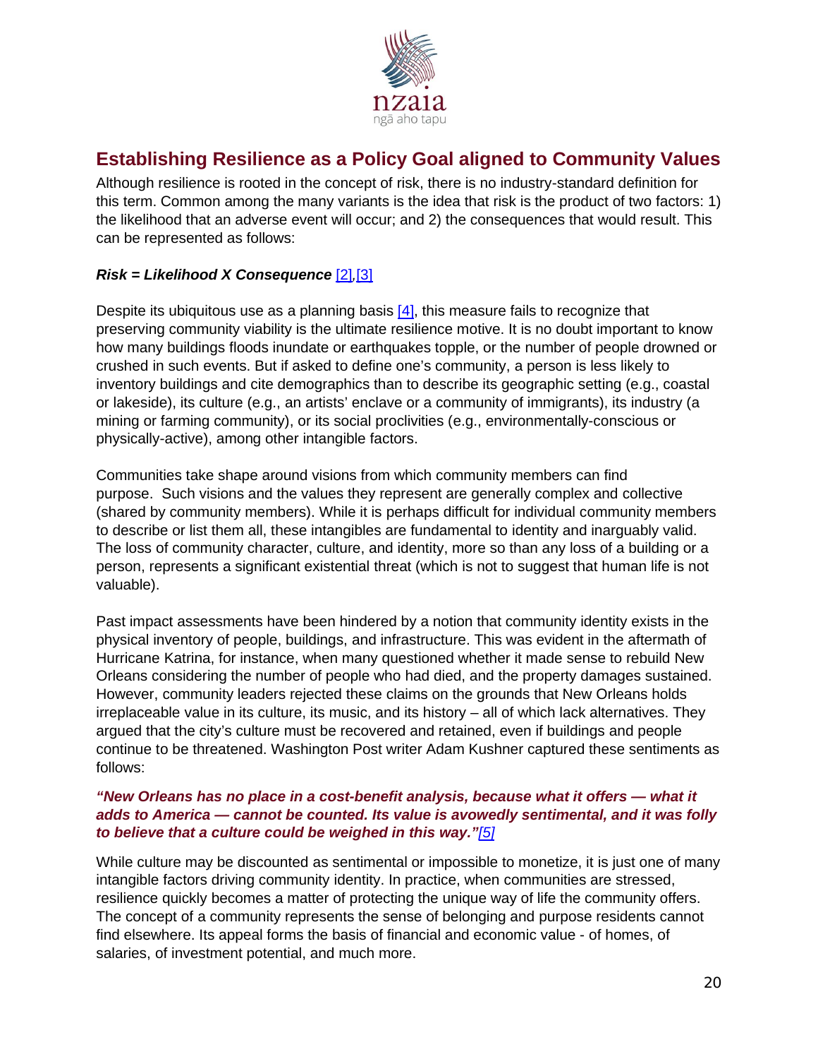## Establishing Resilience as a Policy Goal aligned to Community Values

Although resilience is rooted in the concept of risk, there is no industry-standard definition for this term. Common among the many variants is the idea that risk is the product of two factors: 1) the likelihood that an adverse event will occur; and 2) the consequences that would result. This can be represented as follows:

***Risk = Likelihood X Consequence*** [2],[3]

Despite its ubiquitous use as a planning basis [4], this measure fails to recognize that preserving community viability is the ultimate resilience motive. It is no doubt important to know how many buildings floods inundate or earthquakes topple, or the number of people drowned or crushed in such events. But if asked to define one's community, a person is less likely to inventory buildings and cite demographics than to describe its geographic setting (e.g., coastal or lakeside), its culture (e.g., an artists' enclave or a community of immigrants), its industry (a mining or farming community), or its social proclivities (e.g., environmentally-conscious or physically-active), among other intangible factors.

Communities take shape around visions from which community members can find purpose. Such visions and the values they represent are generally complex and collective (shared by community members). While it is perhaps difficult for individual community members to describe or list them all, these intangibles are fundamental to identity and inarguably valid. The loss of community character, culture, and identity, more so than any loss of a building or a person, represents a significant existential threat (which is not to suggest that human life is not valuable).

Past impact assessments have been hindered by a notion that community identity exists in the physical inventory of people, buildings, and infrastructure. This was evident in the aftermath of Hurricane Katrina, for instance, when many questioned whether it made sense to rebuild New Orleans considering the number of people who had died, and the property damages sustained. However, community leaders rejected these claims on the grounds that New Orleans holds irreplaceable value in its culture, its music, and its history – all of which lack alternatives. They argued that the city's culture must be recovered and retained, even if buildings and people continue to be threatened. Washington Post writer Adam Kushner captured these sentiments as follows:

***"New Orleans has no place in a cost-benefit analysis, because what it offers — what it adds to America — cannot be counted. Its value is avowedly sentimental, and it was folly to believe that a culture could be weighed in this way."*** *[5]*

While culture may be discounted as sentimental or impossible to monetize, it is just one of many intangible factors driving community identity. In practice, when communities are stressed, resilience quickly becomes a matter of protecting the unique way of life the community offers. The concept of a community represents the sense of belonging and purpose residents cannot find elsewhere. Its appeal forms the basis of financial and economic value - of homes, of salaries, of investment potential, and much more.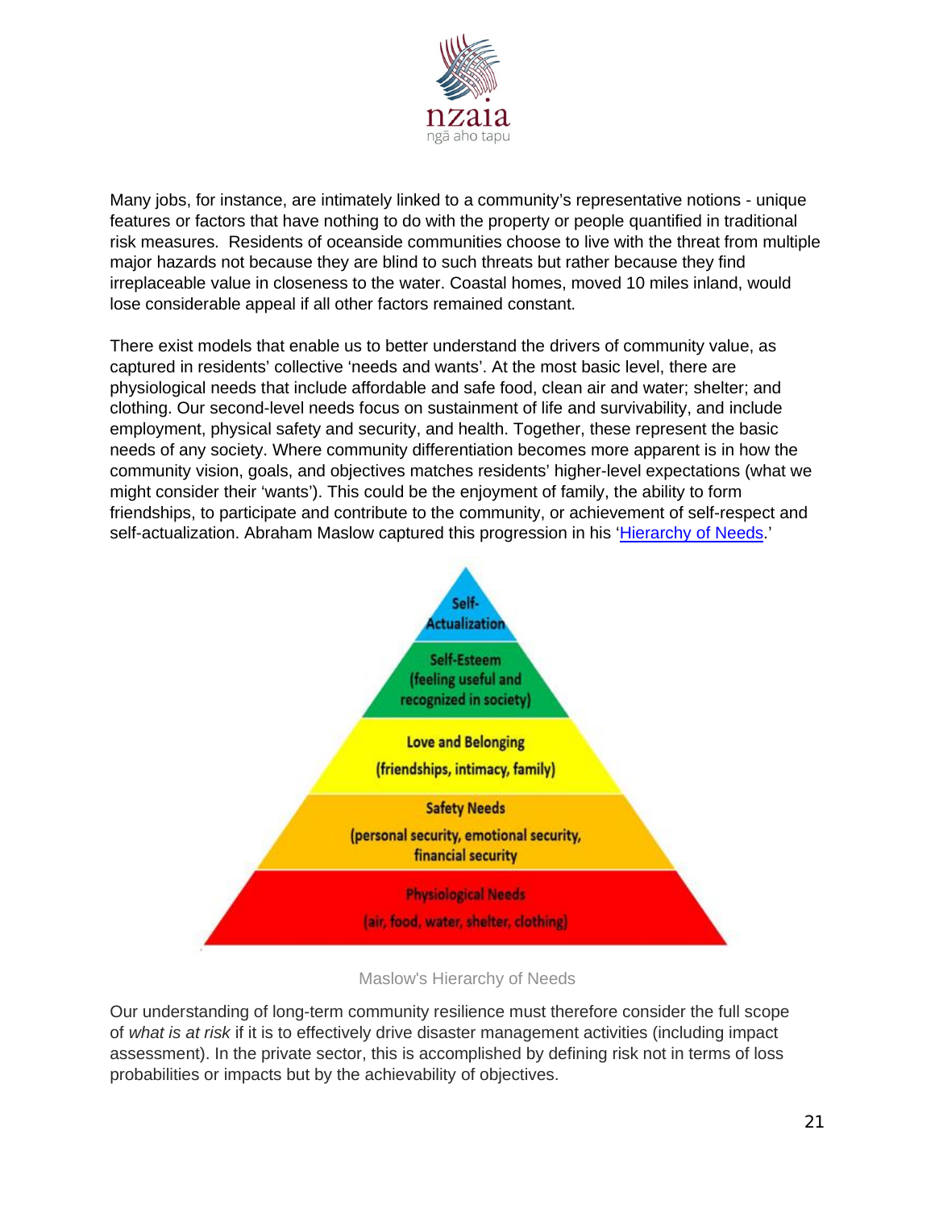Many jobs, for instance, are intimately linked to a community's representative notions - unique features or factors that have nothing to do with the property or people quantified in traditional risk measures. Residents of oceanside communities choose to live with the threat from multiple major hazards not because they are blind to such threats but rather because they find irreplaceable value in closeness to the water. Coastal homes, moved 10 miles inland, would lose considerable appeal if all other factors remained constant.

There exist models that enable us to better understand the drivers of community value, as captured in residents' collective 'needs and wants'. At the most basic level, there are physiological needs that include affordable and safe food, clean air and water; shelter; and clothing. Our second-level needs focus on sustainment of life and survivability, and include employment, physical safety and security, and health. Together, these represent the basic needs of any society. Where community differentiation becomes more apparent is in how the community vision, goals, and objectives matches residents' higher-level expectations (what we might consider their 'wants'). This could be the enjoyment of family, the ability to form friendships, to participate and contribute to the community, or achievement of self-respect and self-actualization. Abraham Maslow captured this progression in his 'Hierarchy of Needs.'

Self-Actualization

Self-Esteem (feeling useful and recognized in society)

Love and Belonging (friendships, intimacy, family)

Safety Needs (personal security, emotional security, financial security

Physiological Needs (air, food, water, shelter, clothing)

Maslow's Hierarchy of Needs

Our understanding of long-term community resilience must therefore consider the full scope of *what is at risk* if it is to effectively drive disaster management activities (including impact assessment). In the private sector, this is accomplished by defining risk not in terms of loss probabilities or impacts but by the achievability of objectives.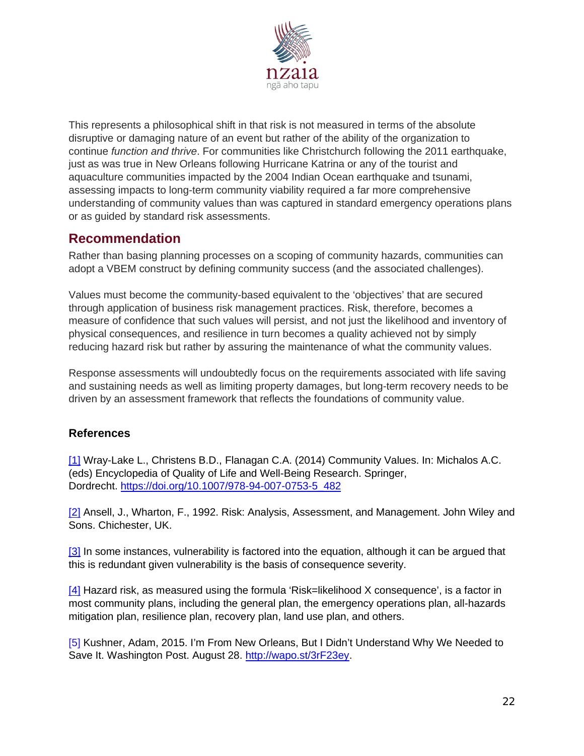This represents a philosophical shift in that risk is not measured in terms of the absolute disruptive or damaging nature of an event but rather of the ability of the organization to continue *function and thrive*. For communities like Christchurch following the 2011 earthquake, just as was true in New Orleans following Hurricane Katrina or any of the tourist and aquaculture communities impacted by the 2004 Indian Ocean earthquake and tsunami, assessing impacts to long-term community viability required a far more comprehensive understanding of community values than was captured in standard emergency operations plans or as guided by standard risk assessments.

## Recommendation

Rather than basing planning processes on a scoping of community hazards, communities can adopt a VBEM construct by defining community success (and the associated challenges).

Values must become the community-based equivalent to the 'objectives' that are secured through application of business risk management practices. Risk, therefore, becomes a measure of confidence that such values will persist, and not just the likelihood and inventory of physical consequences, and resilience in turn becomes a quality achieved not by simply reducing hazard risk but rather by assuring the maintenance of what the community values.

Response assessments will undoubtedly focus on the requirements associated with life saving and sustaining needs as well as limiting property damages, but long-term recovery needs to be driven by an assessment framework that reflects the foundations of community value.

### References

[1] Wray-Lake L., Christens B.D., Flanagan C.A. (2014) Community Values. In: Michalos A.C. (eds) Encyclopedia of Quality of Life and Well-Being Research. Springer, Dordrecht. https://doi.org/10.1007/978-94-007-0753-5_482

[2] Ansell, J., Wharton, F., 1992. Risk: Analysis, Assessment, and Management. John Wiley and Sons. Chichester, UK.

[3] In some instances, vulnerability is factored into the equation, although it can be argued that this is redundant given vulnerability is the basis of consequence severity.

[4] Hazard risk, as measured using the formula 'Risk=likelihood X consequence', is a factor in most community plans, including the general plan, the emergency operations plan, all-hazards mitigation plan, resilience plan, recovery plan, land use plan, and others.

[5] Kushner, Adam, 2015. I'm From New Orleans, But I Didn't Understand Why We Needed to Save It. Washington Post. August 28. http://wapo.st/3rF23ey.